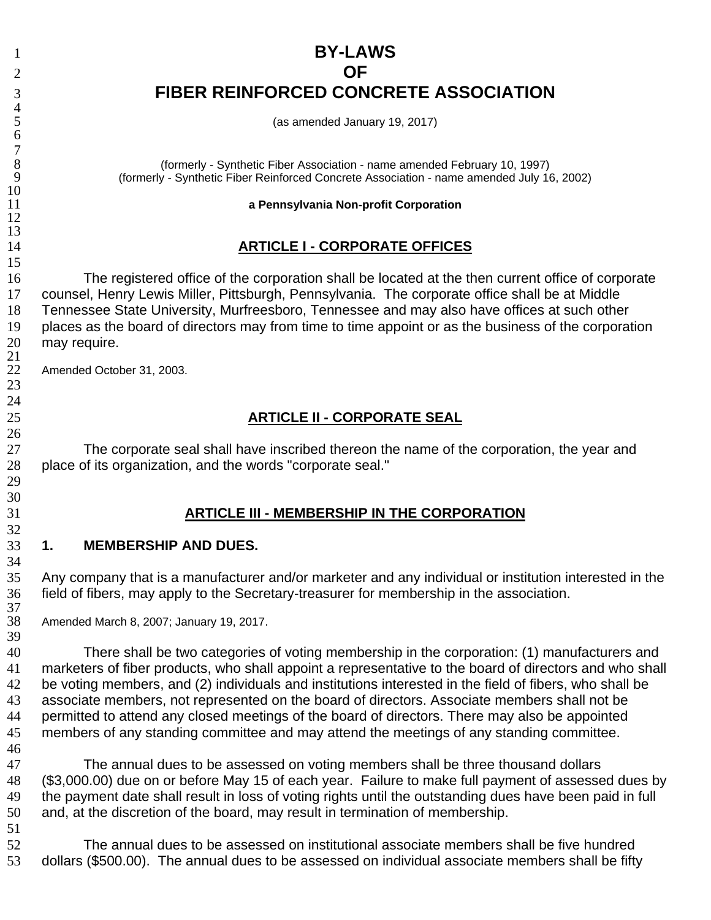# BY-LAWS
# OF
# FIBER REINFORCED CONCRETE ASSOCIATION

(as amended January 19, 2017)

(formerly - Synthetic Fiber Association - name amended February 10, 1997)
(formerly - Synthetic Fiber Reinforced Concrete Association - name amended July 16, 2002)

**a Pennsylvania Non-profit Corporation**

## ARTICLE I - CORPORATE OFFICES

The registered office of the corporation shall be located at the then current office of corporate counsel, Henry Lewis Miller, Pittsburgh, Pennsylvania. The corporate office shall be at Middle Tennessee State University, Murfreesboro, Tennessee and may also have offices at such other places as the board of directors may from time to time appoint or as the business of the corporation may require.

Amended October 31, 2003.

## ARTICLE II - CORPORATE SEAL

The corporate seal shall have inscribed thereon the name of the corporation, the year and place of its organization, and the words "corporate seal."

## ARTICLE III - MEMBERSHIP IN THE CORPORATION

### 1. MEMBERSHIP AND DUES.

Any company that is a manufacturer and/or marketer and any individual or institution interested in the field of fibers, may apply to the Secretary-treasurer for membership in the association.

Amended March 8, 2007; January 19, 2017.

There shall be two categories of voting membership in the corporation: (1) manufacturers and marketers of fiber products, who shall appoint a representative to the board of directors and who shall be voting members, and (2) individuals and institutions interested in the field of fibers, who shall be associate members, not represented on the board of directors. Associate members shall not be permitted to attend any closed meetings of the board of directors. There may also be appointed members of any standing committee and may attend the meetings of any standing committee.

The annual dues to be assessed on voting members shall be three thousand dollars ($3,000.00) due on or before May 15 of each year. Failure to make full payment of assessed dues by the payment date shall result in loss of voting rights until the outstanding dues have been paid in full and, at the discretion of the board, may result in termination of membership.

The annual dues to be assessed on institutional associate members shall be five hundred dollars ($500.00). The annual dues to be assessed on individual associate members shall be fifty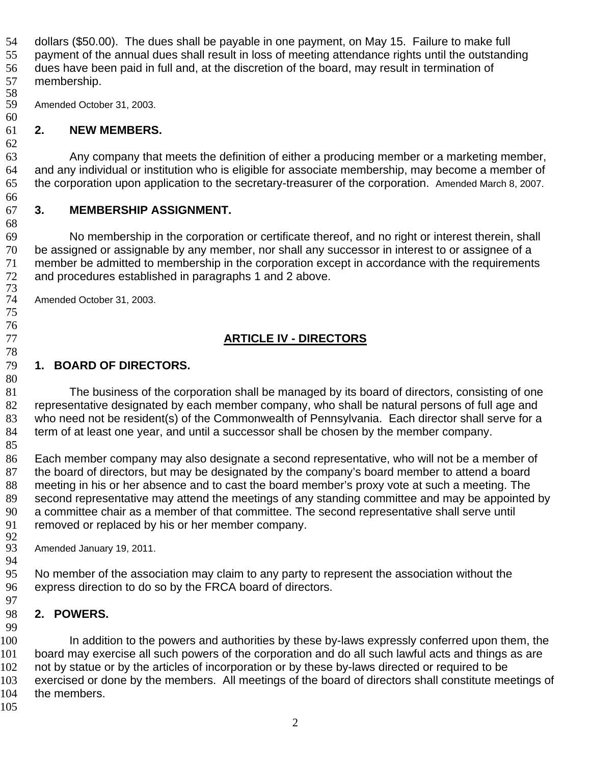dollars ($50.00). The dues shall be payable in one payment, on May 15. Failure to make full payment of the annual dues shall result in loss of meeting attendance rights until the outstanding dues have been paid in full and, at the discretion of the board, may result in termination of membership.

Amended October 31, 2003.

### 2. NEW MEMBERS.

Any company that meets the definition of either a producing member or a marketing member, and any individual or institution who is eligible for associate membership, may become a member of the corporation upon application to the secretary-treasurer of the corporation. Amended March 8, 2007.

### 3. MEMBERSHIP ASSIGNMENT.

No membership in the corporation or certificate thereof, and no right or interest therein, shall be assigned or assignable by any member, nor shall any successor in interest to or assignee of a member be admitted to membership in the corporation except in accordance with the requirements and procedures established in paragraphs 1 and 2 above.

Amended October 31, 2003.

## ARTICLE IV - DIRECTORS

### 1. BOARD OF DIRECTORS.

The business of the corporation shall be managed by its board of directors, consisting of one representative designated by each member company, who shall be natural persons of full age and who need not be resident(s) of the Commonwealth of Pennsylvania. Each director shall serve for a term of at least one year, and until a successor shall be chosen by the member company.

Each member company may also designate a second representative, who will not be a member of the board of directors, but may be designated by the company's board member to attend a board meeting in his or her absence and to cast the board member's proxy vote at such a meeting. The second representative may attend the meetings of any standing committee and may be appointed by a committee chair as a member of that committee. The second representative shall serve until removed or replaced by his or her member company.

Amended January 19, 2011.

No member of the association may claim to any party to represent the association without the express direction to do so by the FRCA board of directors.

### 2. POWERS.

In addition to the powers and authorities by these by-laws expressly conferred upon them, the board may exercise all such powers of the corporation and do all such lawful acts and things as are not by statue or by the articles of incorporation or by these by-laws directed or required to be exercised or done by the members. All meetings of the board of directors shall constitute meetings of the members.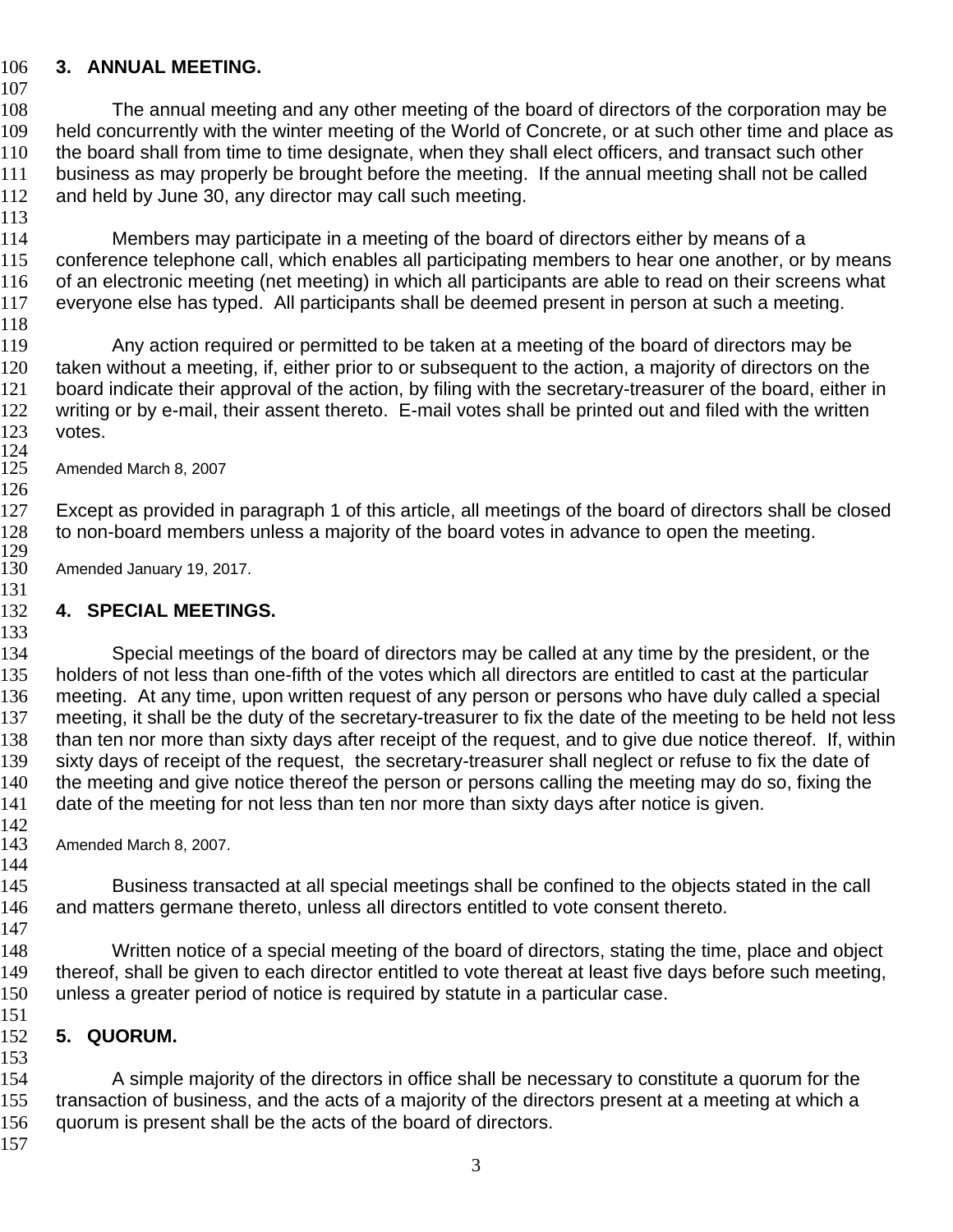### 3. ANNUAL MEETING.

The annual meeting and any other meeting of the board of directors of the corporation may be held concurrently with the winter meeting of the World of Concrete, or at such other time and place as the board shall from time to time designate, when they shall elect officers, and transact such other business as may properly be brought before the meeting. If the annual meeting shall not be called and held by June 30, any director may call such meeting.

Members may participate in a meeting of the board of directors either by means of a conference telephone call, which enables all participating members to hear one another, or by means of an electronic meeting (net meeting) in which all participants are able to read on their screens what everyone else has typed. All participants shall be deemed present in person at such a meeting.

Any action required or permitted to be taken at a meeting of the board of directors may be taken without a meeting, if, either prior to or subsequent to the action, a majority of directors on the board indicate their approval of the action, by filing with the secretary-treasurer of the board, either in writing or by e-mail, their assent thereto. E-mail votes shall be printed out and filed with the written votes.

Amended March 8, 2007

Except as provided in paragraph 1 of this article, all meetings of the board of directors shall be closed to non-board members unless a majority of the board votes in advance to open the meeting.

Amended January 19, 2017.

### 4. SPECIAL MEETINGS.

Special meetings of the board of directors may be called at any time by the president, or the holders of not less than one-fifth of the votes which all directors are entitled to cast at the particular meeting. At any time, upon written request of any person or persons who have duly called a special meeting, it shall be the duty of the secretary-treasurer to fix the date of the meeting to be held not less than ten nor more than sixty days after receipt of the request, and to give due notice thereof. If, within sixty days of receipt of the request, the secretary-treasurer shall neglect or refuse to fix the date of the meeting and give notice thereof the person or persons calling the meeting may do so, fixing the date of the meeting for not less than ten nor more than sixty days after notice is given.

Amended March 8, 2007.

Business transacted at all special meetings shall be confined to the objects stated in the call and matters germane thereto, unless all directors entitled to vote consent thereto.

Written notice of a special meeting of the board of directors, stating the time, place and object thereof, shall be given to each director entitled to vote thereat at least five days before such meeting, unless a greater period of notice is required by statute in a particular case.

### 5. QUORUM.

A simple majority of the directors in office shall be necessary to constitute a quorum for the transaction of business, and the acts of a majority of the directors present at a meeting at which a quorum is present shall be the acts of the board of directors.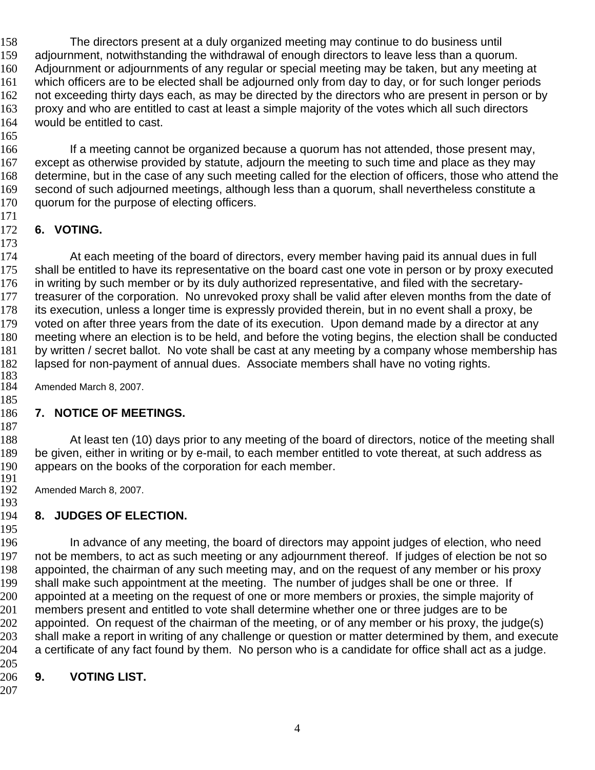The directors present at a duly organized meeting may continue to do business until adjournment, notwithstanding the withdrawal of enough directors to leave less than a quorum. Adjournment or adjournments of any regular or special meeting may be taken, but any meeting at which officers are to be elected shall be adjourned only from day to day, or for such longer periods not exceeding thirty days each, as may be directed by the directors who are present in person or by proxy and who are entitled to cast at least a simple majority of the votes which all such directors would be entitled to cast.

If a meeting cannot be organized because a quorum has not attended, those present may, except as otherwise provided by statute, adjourn the meeting to such time and place as they may determine, but in the case of any such meeting called for the election of officers, those who attend the second of such adjourned meetings, although less than a quorum, shall nevertheless constitute a quorum for the purpose of electing officers.

## 6. VOTING.

At each meeting of the board of directors, every member having paid its annual dues in full shall be entitled to have its representative on the board cast one vote in person or by proxy executed in writing by such member or by its duly authorized representative, and filed with the secretary-treasurer of the corporation. No unrevoked proxy shall be valid after eleven months from the date of its execution, unless a longer time is expressly provided therein, but in no event shall a proxy, be voted on after three years from the date of its execution. Upon demand made by a director at any meeting where an election is to be held, and before the voting begins, the election shall be conducted by written / secret ballot. No vote shall be cast at any meeting by a company whose membership has lapsed for non-payment of annual dues. Associate members shall have no voting rights.

Amended March 8, 2007.

## 7. NOTICE OF MEETINGS.

At least ten (10) days prior to any meeting of the board of directors, notice of the meeting shall be given, either in writing or by e-mail, to each member entitled to vote thereat, at such address as appears on the books of the corporation for each member.

Amended March 8, 2007.

## 8. JUDGES OF ELECTION.

In advance of any meeting, the board of directors may appoint judges of election, who need not be members, to act as such meeting or any adjournment thereof. If judges of election be not so appointed, the chairman of any such meeting may, and on the request of any member or his proxy shall make such appointment at the meeting. The number of judges shall be one or three. If appointed at a meeting on the request of one or more members or proxies, the simple majority of members present and entitled to vote shall determine whether one or three judges are to be appointed. On request of the chairman of the meeting, or of any member or his proxy, the judge(s) shall make a report in writing of any challenge or question or matter determined by them, and execute a certificate of any fact found by them. No person who is a candidate for office shall act as a judge.

## 9. VOTING LIST.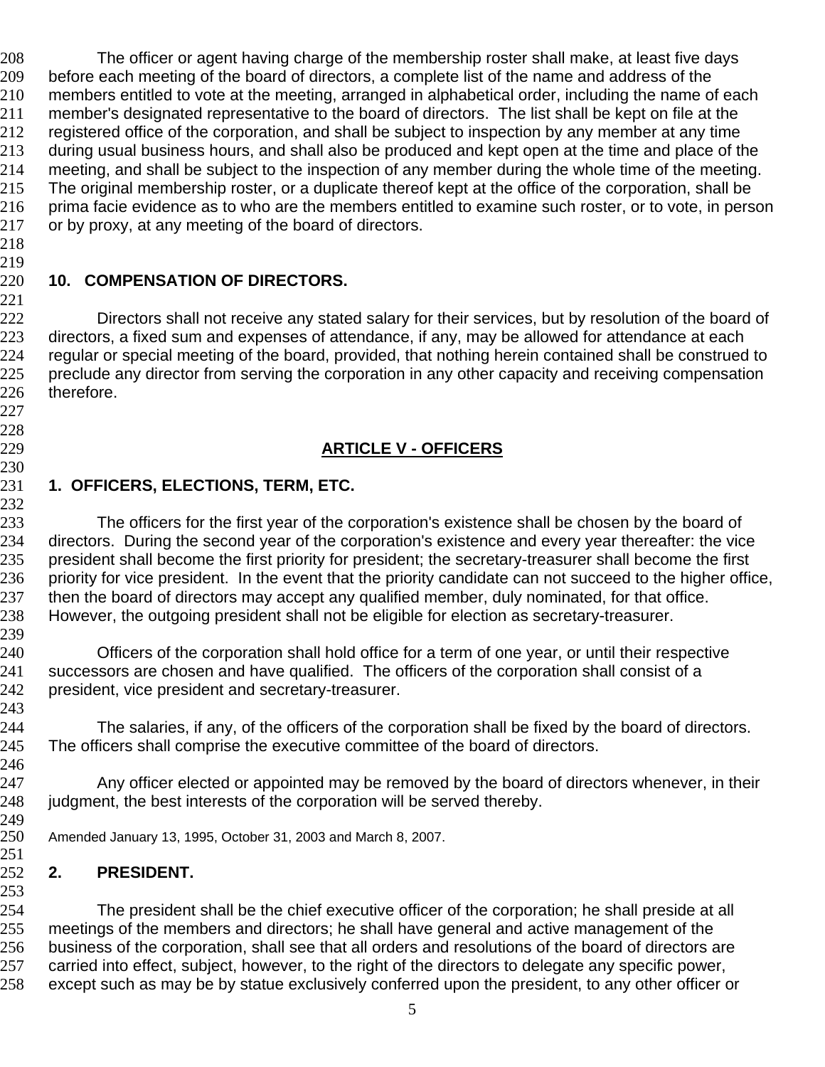The officer or agent having charge of the membership roster shall make, at least five days before each meeting of the board of directors, a complete list of the name and address of the members entitled to vote at the meeting, arranged in alphabetical order, including the name of each member's designated representative to the board of directors. The list shall be kept on file at the registered office of the corporation, and shall be subject to inspection by any member at any time during usual business hours, and shall also be produced and kept open at the time and place of the meeting, and shall be subject to the inspection of any member during the whole time of the meeting. The original membership roster, or a duplicate thereof kept at the office of the corporation, shall be prima facie evidence as to who are the members entitled to examine such roster, or to vote, in person or by proxy, at any meeting of the board of directors.

### 10. COMPENSATION OF DIRECTORS.

Directors shall not receive any stated salary for their services, but by resolution of the board of directors, a fixed sum and expenses of attendance, if any, may be allowed for attendance at each regular or special meeting of the board, provided, that nothing herein contained shall be construed to preclude any director from serving the corporation in any other capacity and receiving compensation therefore.

## ARTICLE V - OFFICERS

### 1. OFFICERS, ELECTIONS, TERM, ETC.

The officers for the first year of the corporation's existence shall be chosen by the board of directors. During the second year of the corporation's existence and every year thereafter: the vice president shall become the first priority for president; the secretary-treasurer shall become the first priority for vice president. In the event that the priority candidate can not succeed to the higher office, then the board of directors may accept any qualified member, duly nominated, for that office. However, the outgoing president shall not be eligible for election as secretary-treasurer.

Officers of the corporation shall hold office for a term of one year, or until their respective successors are chosen and have qualified. The officers of the corporation shall consist of a president, vice president and secretary-treasurer.

The salaries, if any, of the officers of the corporation shall be fixed by the board of directors. The officers shall comprise the executive committee of the board of directors.

Any officer elected or appointed may be removed by the board of directors whenever, in their judgment, the best interests of the corporation will be served thereby.

Amended January 13, 1995, October 31, 2003 and March 8, 2007.

### 2. PRESIDENT.

The president shall be the chief executive officer of the corporation; he shall preside at all meetings of the members and directors; he shall have general and active management of the business of the corporation, shall see that all orders and resolutions of the board of directors are carried into effect, subject, however, to the right of the directors to delegate any specific power, except such as may be by statue exclusively conferred upon the president, to any other officer or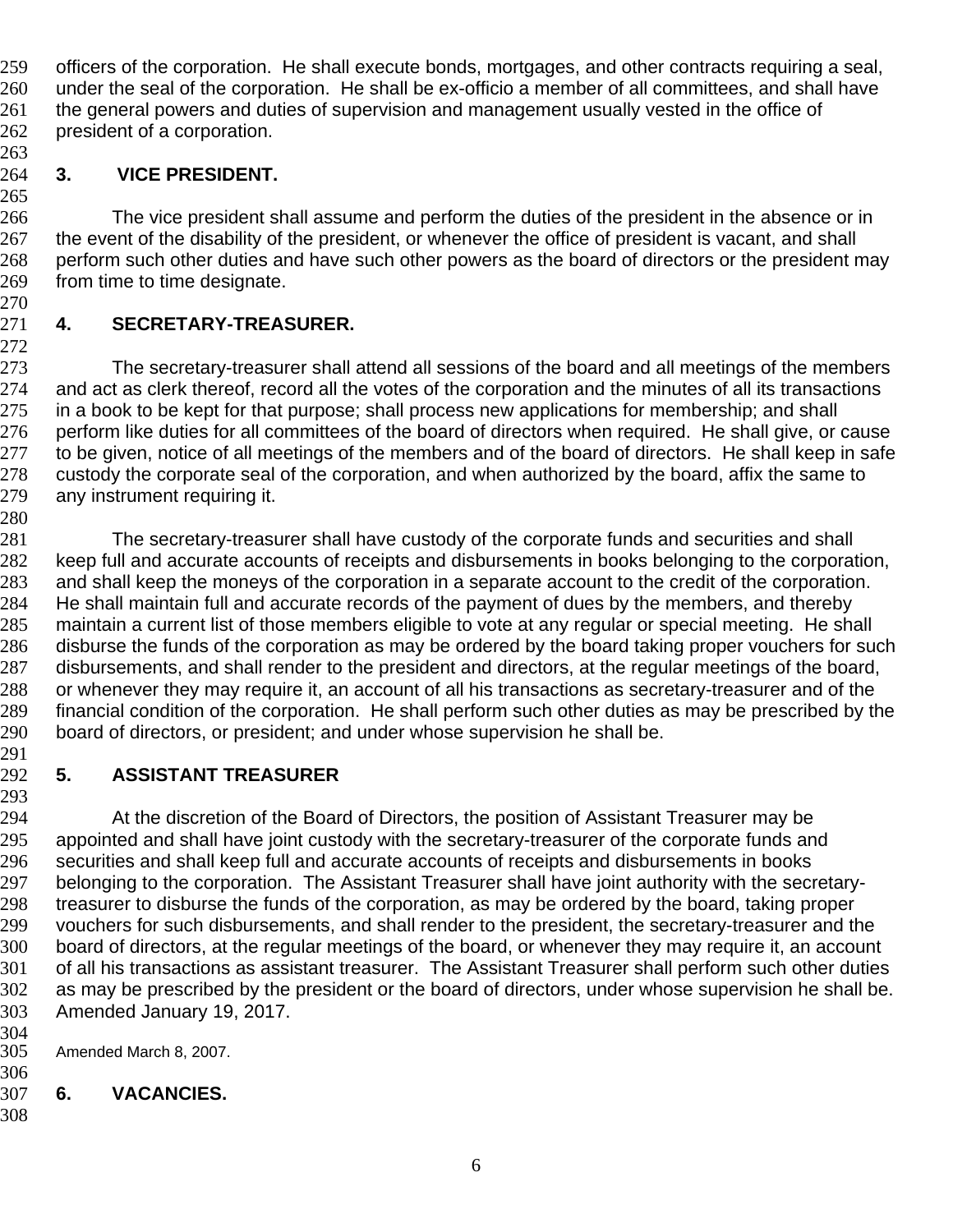officers of the corporation. He shall execute bonds, mortgages, and other contracts requiring a seal, under the seal of the corporation. He shall be ex-officio a member of all committees, and shall have the general powers and duties of supervision and management usually vested in the office of president of a corporation.

## 3. VICE PRESIDENT.

The vice president shall assume and perform the duties of the president in the absence or in the event of the disability of the president, or whenever the office of president is vacant, and shall perform such other duties and have such other powers as the board of directors or the president may from time to time designate.

## 4. SECRETARY-TREASURER.

The secretary-treasurer shall attend all sessions of the board and all meetings of the members and act as clerk thereof, record all the votes of the corporation and the minutes of all its transactions in a book to be kept for that purpose; shall process new applications for membership; and shall perform like duties for all committees of the board of directors when required. He shall give, or cause to be given, notice of all meetings of the members and of the board of directors. He shall keep in safe custody the corporate seal of the corporation, and when authorized by the board, affix the same to any instrument requiring it.

The secretary-treasurer shall have custody of the corporate funds and securities and shall keep full and accurate accounts of receipts and disbursements in books belonging to the corporation, and shall keep the moneys of the corporation in a separate account to the credit of the corporation. He shall maintain full and accurate records of the payment of dues by the members, and thereby maintain a current list of those members eligible to vote at any regular or special meeting. He shall disburse the funds of the corporation as may be ordered by the board taking proper vouchers for such disbursements, and shall render to the president and directors, at the regular meetings of the board, or whenever they may require it, an account of all his transactions as secretary-treasurer and of the financial condition of the corporation. He shall perform such other duties as may be prescribed by the board of directors, or president; and under whose supervision he shall be.

## 5. ASSISTANT TREASURER

At the discretion of the Board of Directors, the position of Assistant Treasurer may be appointed and shall have joint custody with the secretary-treasurer of the corporate funds and securities and shall keep full and accurate accounts of receipts and disbursements in books belonging to the corporation. The Assistant Treasurer shall have joint authority with the secretary-treasurer to disburse the funds of the corporation, as may be ordered by the board, taking proper vouchers for such disbursements, and shall render to the president, the secretary-treasurer and the board of directors, at the regular meetings of the board, or whenever they may require it, an account of all his transactions as assistant treasurer. The Assistant Treasurer shall perform such other duties as may be prescribed by the president or the board of directors, under whose supervision he shall be. Amended January 19, 2017.

Amended March 8, 2007.

## 6. VACANCIES.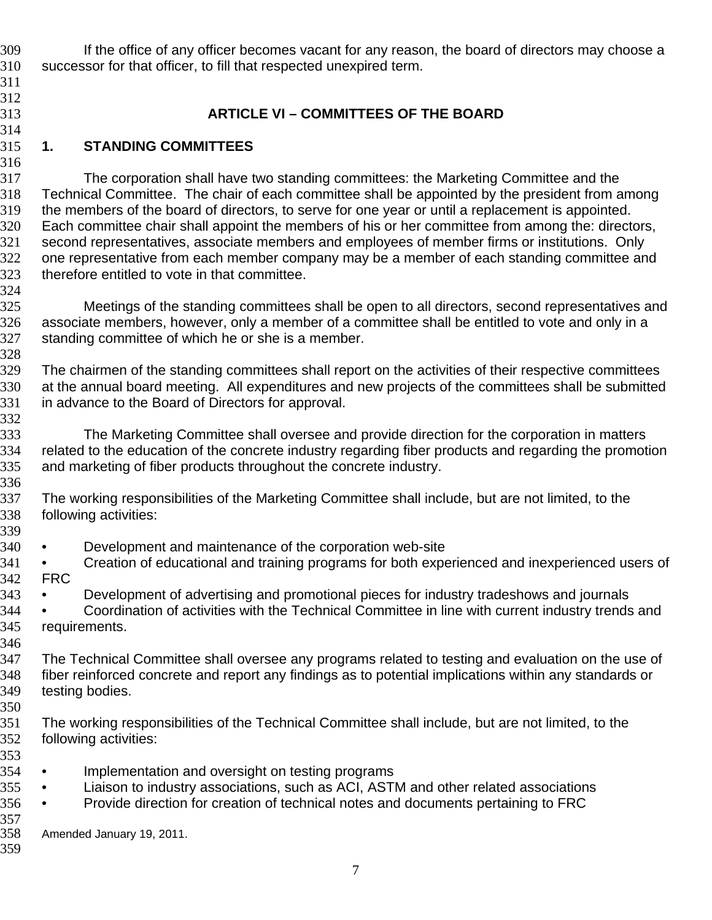If the office of any officer becomes vacant for any reason, the board of directors may choose a successor for that officer, to fill that respected unexpired term.

## ARTICLE VI – COMMITTEES OF THE BOARD

### 1. STANDING COMMITTEES

The corporation shall have two standing committees: the Marketing Committee and the Technical Committee. The chair of each committee shall be appointed by the president from among the members of the board of directors, to serve for one year or until a replacement is appointed. Each committee chair shall appoint the members of his or her committee from among the: directors, second representatives, associate members and employees of member firms or institutions. Only one representative from each member company may be a member of each standing committee and therefore entitled to vote in that committee.

Meetings of the standing committees shall be open to all directors, second representatives and associate members, however, only a member of a committee shall be entitled to vote and only in a standing committee of which he or she is a member.

The chairmen of the standing committees shall report on the activities of their respective committees at the annual board meeting. All expenditures and new projects of the committees shall be submitted in advance to the Board of Directors for approval.

The Marketing Committee shall oversee and provide direction for the corporation in matters related to the education of the concrete industry regarding fiber products and regarding the promotion and marketing of fiber products throughout the concrete industry.

The working responsibilities of the Marketing Committee shall include, but are not limited, to the following activities:

- Development and maintenance of the corporation web-site
- Creation of educational and training programs for both experienced and inexperienced users of FRC
- Development of advertising and promotional pieces for industry tradeshows and journals
- Coordination of activities with the Technical Committee in line with current industry trends and requirements.

The Technical Committee shall oversee any programs related to testing and evaluation on the use of fiber reinforced concrete and report any findings as to potential implications within any standards or testing bodies.

The working responsibilities of the Technical Committee shall include, but are not limited, to the following activities:

- Implementation and oversight on testing programs
- Liaison to industry associations, such as ACI, ASTM and other related associations
- Provide direction for creation of technical notes and documents pertaining to FRC

Amended January 19, 2011.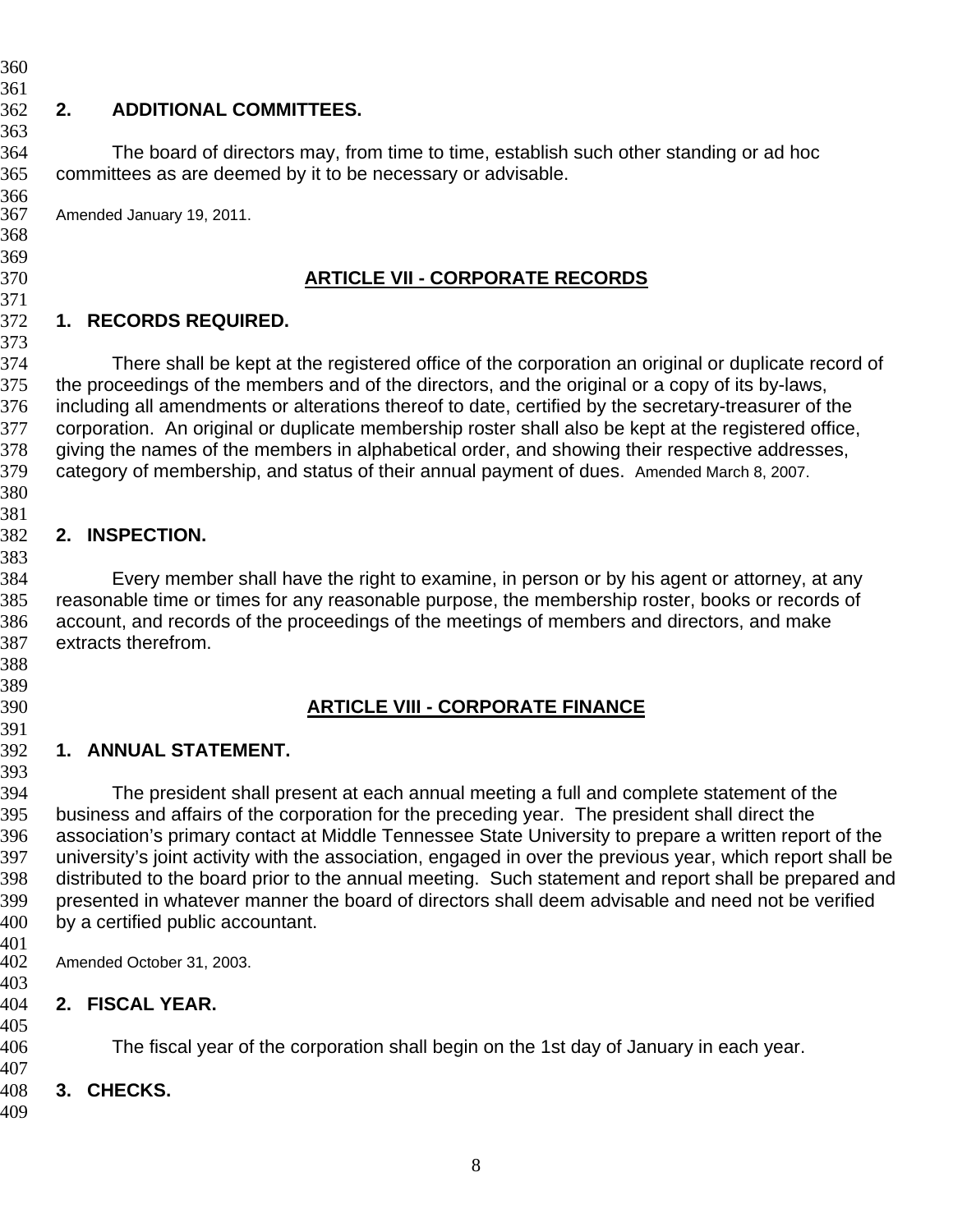### 2. ADDITIONAL COMMITTEES.

The board of directors may, from time to time, establish such other standing or ad hoc committees as are deemed by it to be necessary or advisable.

Amended January 19, 2011.

## ARTICLE VII - CORPORATE RECORDS

### 1. RECORDS REQUIRED.

There shall be kept at the registered office of the corporation an original or duplicate record of the proceedings of the members and of the directors, and the original or a copy of its by-laws, including all amendments or alterations thereof to date, certified by the secretary-treasurer of the corporation. An original or duplicate membership roster shall also be kept at the registered office, giving the names of the members in alphabetical order, and showing their respective addresses, category of membership, and status of their annual payment of dues. Amended March 8, 2007.

### 2. INSPECTION.

Every member shall have the right to examine, in person or by his agent or attorney, at any reasonable time or times for any reasonable purpose, the membership roster, books or records of account, and records of the proceedings of the meetings of members and directors, and make extracts therefrom.

## ARTICLE VIII - CORPORATE FINANCE

### 1. ANNUAL STATEMENT.

The president shall present at each annual meeting a full and complete statement of the business and affairs of the corporation for the preceding year. The president shall direct the association's primary contact at Middle Tennessee State University to prepare a written report of the university's joint activity with the association, engaged in over the previous year, which report shall be distributed to the board prior to the annual meeting. Such statement and report shall be prepared and presented in whatever manner the board of directors shall deem advisable and need not be verified by a certified public accountant.

Amended October 31, 2003.

### 2. FISCAL YEAR.

The fiscal year of the corporation shall begin on the 1st day of January in each year.

### 3. CHECKS.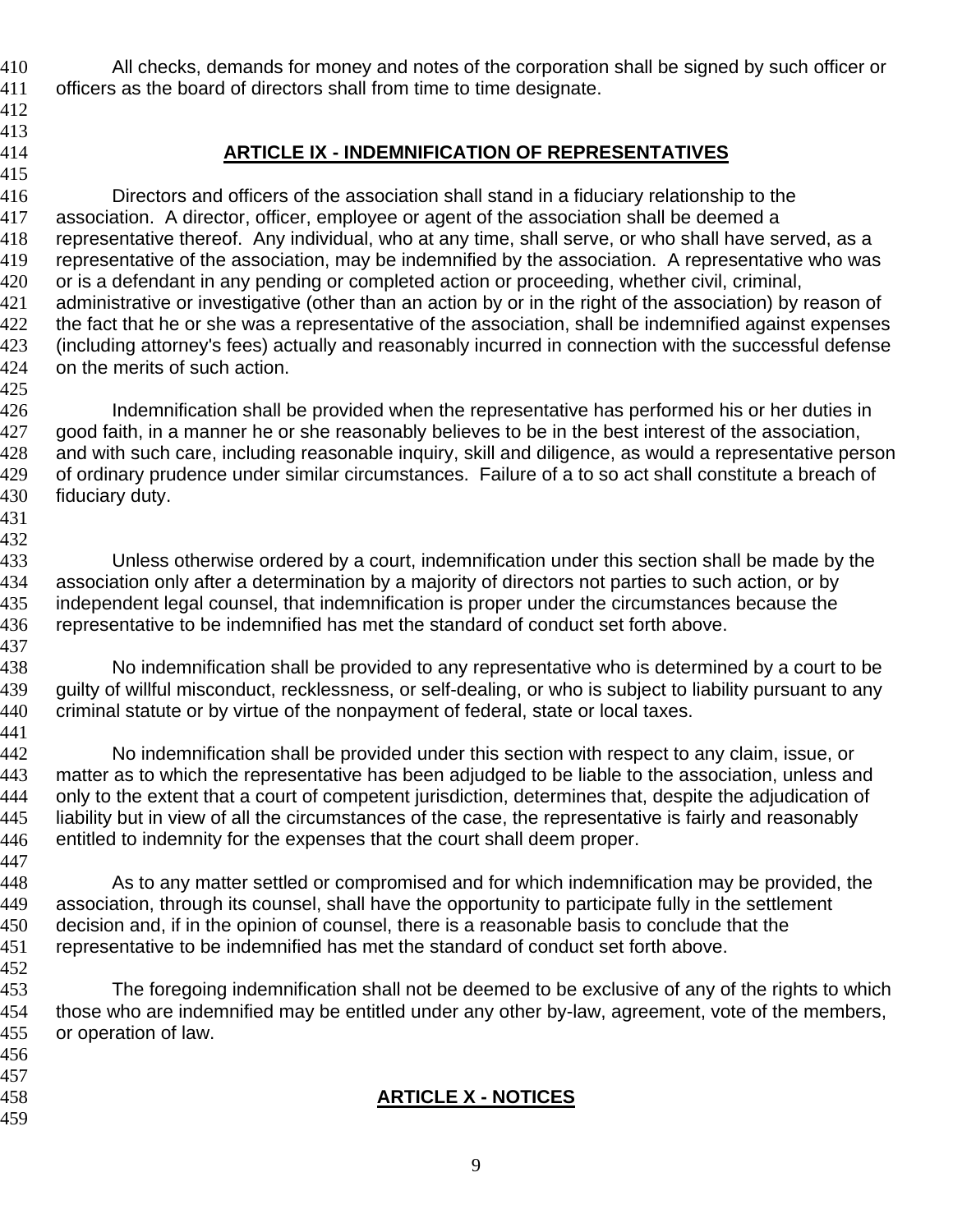All checks, demands for money and notes of the corporation shall be signed by such officer or officers as the board of directors shall from time to time designate.

## ARTICLE IX - INDEMNIFICATION OF REPRESENTATIVES

Directors and officers of the association shall stand in a fiduciary relationship to the association. A director, officer, employee or agent of the association shall be deemed a representative thereof. Any individual, who at any time, shall serve, or who shall have served, as a representative of the association, may be indemnified by the association. A representative who was or is a defendant in any pending or completed action or proceeding, whether civil, criminal, administrative or investigative (other than an action by or in the right of the association) by reason of the fact that he or she was a representative of the association, shall be indemnified against expenses (including attorney's fees) actually and reasonably incurred in connection with the successful defense on the merits of such action.

Indemnification shall be provided when the representative has performed his or her duties in good faith, in a manner he or she reasonably believes to be in the best interest of the association, and with such care, including reasonable inquiry, skill and diligence, as would a representative person of ordinary prudence under similar circumstances. Failure of a to so act shall constitute a breach of fiduciary duty.

Unless otherwise ordered by a court, indemnification under this section shall be made by the association only after a determination by a majority of directors not parties to such action, or by independent legal counsel, that indemnification is proper under the circumstances because the representative to be indemnified has met the standard of conduct set forth above.

No indemnification shall be provided to any representative who is determined by a court to be guilty of willful misconduct, recklessness, or self-dealing, or who is subject to liability pursuant to any criminal statute or by virtue of the nonpayment of federal, state or local taxes.

No indemnification shall be provided under this section with respect to any claim, issue, or matter as to which the representative has been adjudged to be liable to the association, unless and only to the extent that a court of competent jurisdiction, determines that, despite the adjudication of liability but in view of all the circumstances of the case, the representative is fairly and reasonably entitled to indemnity for the expenses that the court shall deem proper.

As to any matter settled or compromised and for which indemnification may be provided, the association, through its counsel, shall have the opportunity to participate fully in the settlement decision and, if in the opinion of counsel, there is a reasonable basis to conclude that the representative to be indemnified has met the standard of conduct set forth above.

The foregoing indemnification shall not be deemed to be exclusive of any of the rights to which those who are indemnified may be entitled under any other by-law, agreement, vote of the members, or operation of law.

## ARTICLE X - NOTICES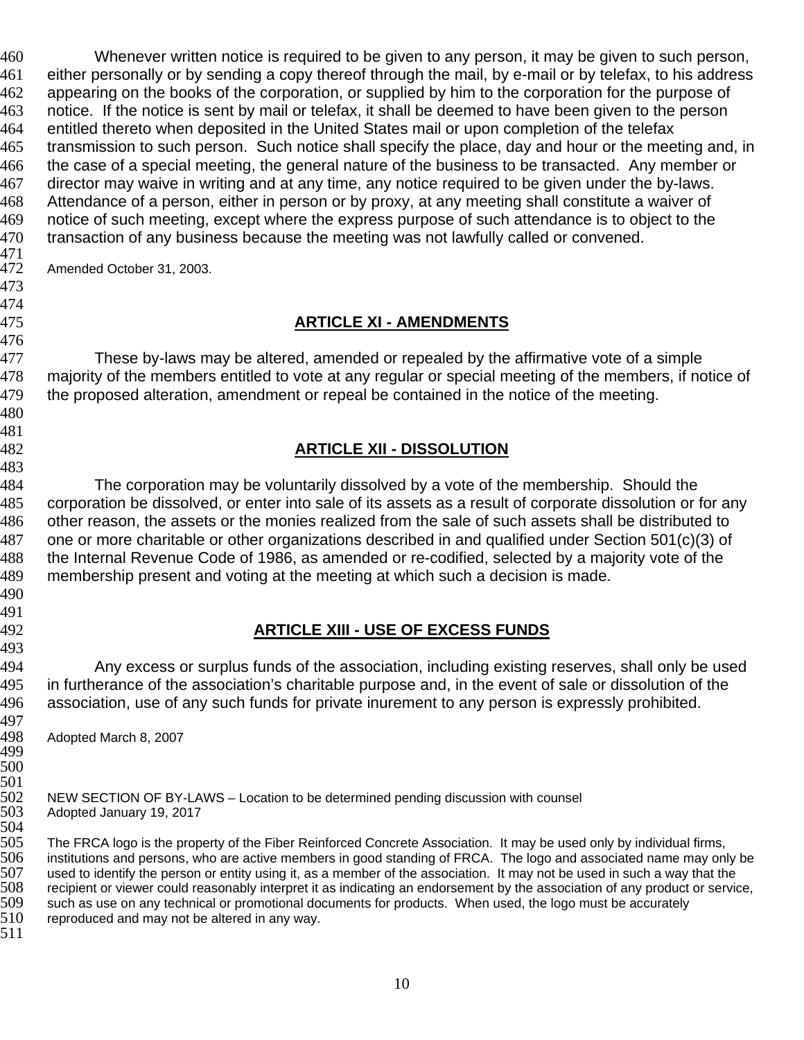Whenever written notice is required to be given to any person, it may be given to such person, either personally or by sending a copy thereof through the mail, by e-mail or by telefax, to his address appearing on the books of the corporation, or supplied by him to the corporation for the purpose of notice. If the notice is sent by mail or telefax, it shall be deemed to have been given to the person entitled thereto when deposited in the United States mail or upon completion of the telefax transmission to such person. Such notice shall specify the place, day and hour or the meeting and, in the case of a special meeting, the general nature of the business to be transacted. Any member or director may waive in writing and at any time, any notice required to be given under the by-laws. Attendance of a person, either in person or by proxy, at any meeting shall constitute a waiver of notice of such meeting, except where the express purpose of such attendance is to object to the transaction of any business because the meeting was not lawfully called or convened.

Amended October 31, 2003.

## ARTICLE XI - AMENDMENTS

These by-laws may be altered, amended or repealed by the affirmative vote of a simple majority of the members entitled to vote at any regular or special meeting of the members, if notice of the proposed alteration, amendment or repeal be contained in the notice of the meeting.

## ARTICLE XII - DISSOLUTION

The corporation may be voluntarily dissolved by a vote of the membership. Should the corporation be dissolved, or enter into sale of its assets as a result of corporate dissolution or for any other reason, the assets or the monies realized from the sale of such assets shall be distributed to one or more charitable or other organizations described in and qualified under Section 501(c)(3) of the Internal Revenue Code of 1986, as amended or re-codified, selected by a majority vote of the membership present and voting at the meeting at which such a decision is made.

## ARTICLE XIII - USE OF EXCESS FUNDS

Any excess or surplus funds of the association, including existing reserves, shall only be used in furtherance of the association's charitable purpose and, in the event of sale or dissolution of the association, use of any such funds for private inurement to any person is expressly prohibited.

Adopted March 8, 2007

NEW SECTION OF BY-LAWS – Location to be determined pending discussion with counsel
Adopted January 19, 2017

The FRCA logo is the property of the Fiber Reinforced Concrete Association. It may be used only by individual firms, institutions and persons, who are active members in good standing of FRCA. The logo and associated name may only be used to identify the person or entity using it, as a member of the association. It may not be used in such a way that the recipient or viewer could reasonably interpret it as indicating an endorsement by the association of any product or service, such as use on any technical or promotional documents for products. When used, the logo must be accurately reproduced and may not be altered in any way.